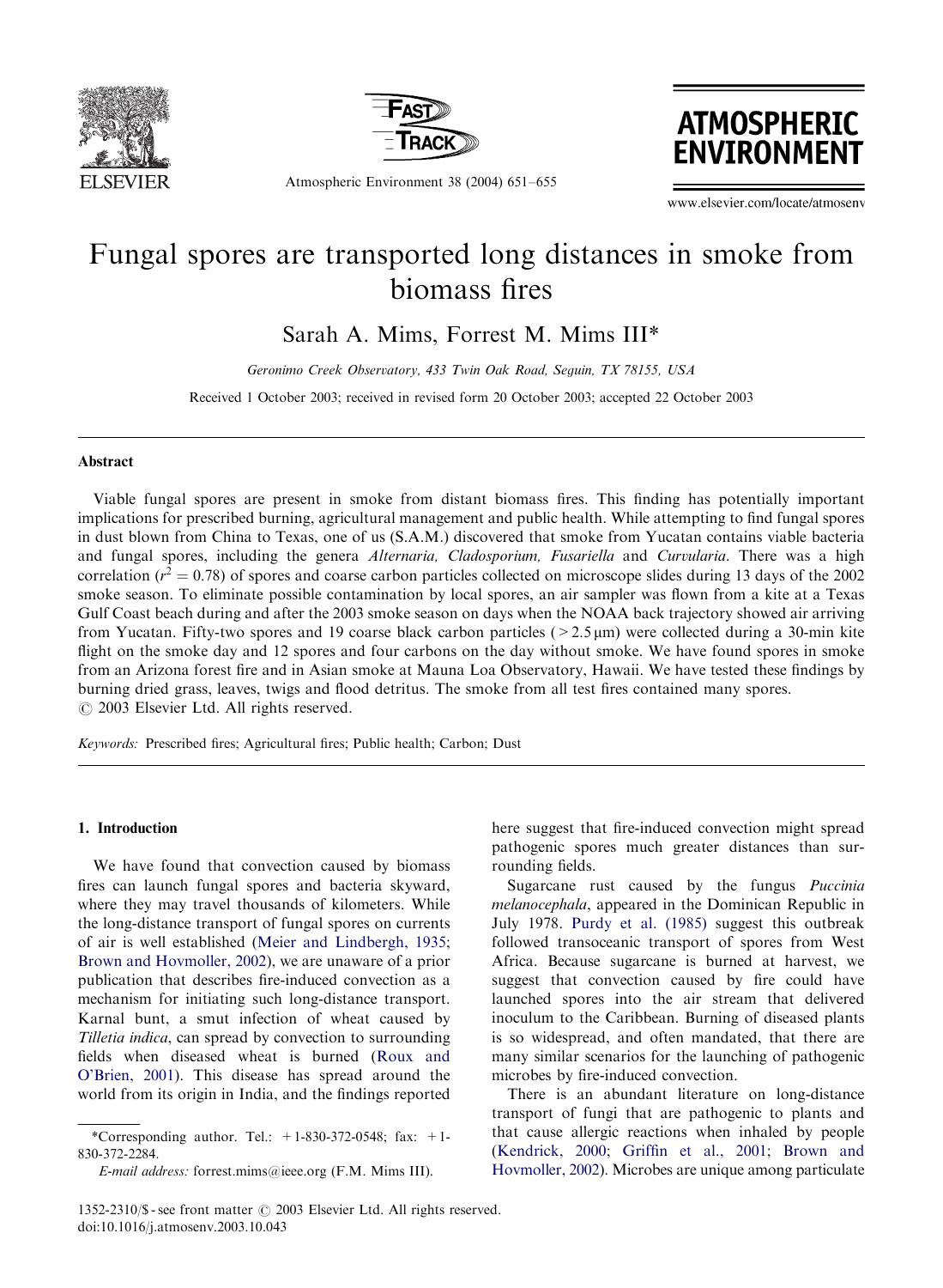# Fungal spores are transported long distances in smoke from biomass fires

Sarah A. Mims, Forrest M. Mims III*

*Geronimo Creek Observatory, 433 Twin Oak Road, Seguin, TX 78155, USA*

Received 1 October 2003; received in revised form 20 October 2003; accepted 22 October 2003

## Abstract

Viable fungal spores are present in smoke from distant biomass fires. This finding has potentially important implications for prescribed burning, agricultural management and public health. While attempting to find fungal spores in dust blown from China to Texas, one of us (S.A.M.) discovered that smoke from Yucatan contains viable bacteria and fungal spores, including the genera *Alternaria, Cladosporium, Fusariella* and *Curvularia*. There was a high correlation ($r^2 = 0.78$) of spores and coarse carbon particles collected on microscope slides during 13 days of the 2002 smoke season. To eliminate possible contamination by local spores, an air sampler was flown from a kite at a Texas Gulf Coast beach during and after the 2003 smoke season on days when the NOAA back trajectory showed air arriving from Yucatan. Fifty-two spores and 19 coarse black carbon particles ($> 2.5\,\mu m$) were collected during a 30-min kite flight on the smoke day and 12 spores and four carbons on the day without smoke. We have found spores in smoke from an Arizona forest fire and in Asian smoke at Mauna Loa Observatory, Hawaii. We have tested these findings by burning dried grass, leaves, twigs and flood detritus. The smoke from all test fires contained many spores.

© 2003 Elsevier Ltd. All rights reserved.

*Keywords:* Prescribed fires; Agricultural fires; Public health; Carbon; Dust

## 1. Introduction

We have found that convection caused by biomass fires can launch fungal spores and bacteria skyward, where they may travel thousands of kilometers. While the long-distance transport of fungal spores on currents of air is well established (Meier and Lindbergh, 1935; Brown and Hovmoller, 2002), we are unaware of a prior publication that describes fire-induced convection as a mechanism for initiating such long-distance transport. Karnal bunt, a smut infection of wheat caused by *Tilletia indica*, can spread by convection to surrounding fields when diseased wheat is burned (Roux and O'Brien, 2001). This disease has spread around the world from its origin in India, and the findings reported here suggest that fire-induced convection might spread pathogenic spores much greater distances than surrounding fields.

Sugarcane rust caused by the fungus *Puccinia melanocephala*, appeared in the Dominican Republic in July 1978. Purdy et al. (1985) suggest this outbreak followed transoceanic transport of spores from West Africa. Because sugarcane is burned at harvest, we suggest that convection caused by fire could have launched spores into the air stream that delivered inoculum to the Caribbean. Burning of diseased plants is so widespread, and often mandated, that there are many similar scenarios for the launching of pathogenic microbes by fire-induced convection.

There is an abundant literature on long-distance transport of fungi that are pathogenic to plants and that cause allergic reactions when inhaled by people (Kendrick, 2000; Griffin et al., 2001; Brown and Hovmoller, 2002). Microbes are unique among particulate

*Corresponding author. Tel.: +1-830-372-0548; fax: +1-830-372-2284.
*E-mail address:* forrest.mims@ieee.org (F.M. Mims III).

1352-2310/$ - see front matter © 2003 Elsevier Ltd. All rights reserved.
doi:10.1016/j.atmosenv.2003.10.043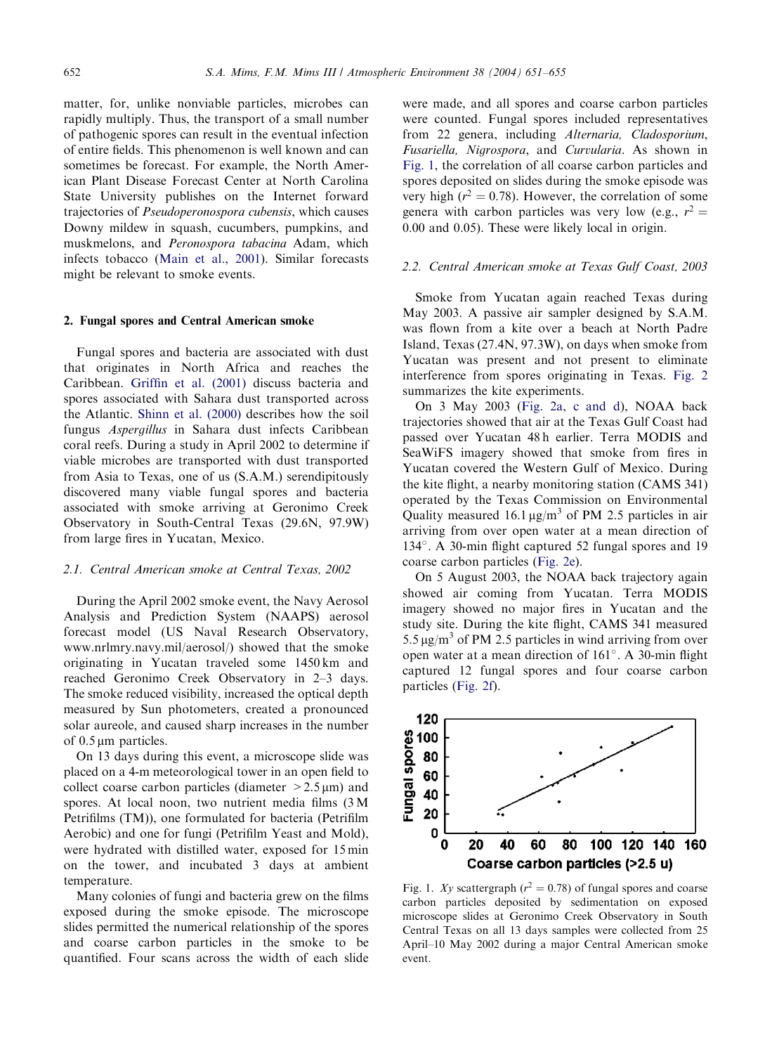matter, for, unlike nonviable particles, microbes can rapidly multiply. Thus, the transport of a small number of pathogenic spores can result in the eventual infection of entire fields. This phenomenon is well known and can sometimes be forecast. For example, the North American Plant Disease Forecast Center at North Carolina State University publishes on the Internet forward trajectories of *Pseudoperonospora cubensis*, which causes Downy mildew in squash, cucumbers, pumpkins, and muskmelons, and *Peronospora tabacina* Adam, which infects tobacco (Main et al., 2001). Similar forecasts might be relevant to smoke events.

## 2. Fungal spores and Central American smoke

Fungal spores and bacteria are associated with dust that originates in North Africa and reaches the Caribbean. Griffin et al. (2001) discuss bacteria and spores associated with Sahara dust transported across the Atlantic. Shinn et al. (2000) describes how the soil fungus *Aspergillus* in Sahara dust infects Caribbean coral reefs. During a study in April 2002 to determine if viable microbes are transported with dust transported from Asia to Texas, one of us (S.A.M.) serendipitously discovered many viable fungal spores and bacteria associated with smoke arriving at Geronimo Creek Observatory in South-Central Texas (29.6N, 97.9W) from large fires in Yucatan, Mexico.

### 2.1. Central American smoke at Central Texas, 2002

During the April 2002 smoke event, the Navy Aerosol Analysis and Prediction System (NAAPS) aerosol forecast model (US Naval Research Observatory, www.nrlmry.navy.mil/aerosol/) showed that the smoke originating in Yucatan traveled some 1450 km and reached Geronimo Creek Observatory in 2–3 days. The smoke reduced visibility, increased the optical depth measured by Sun photometers, created a pronounced solar aureole, and caused sharp increases in the number of 0.5 μm particles.

On 13 days during this event, a microscope slide was placed on a 4-m meteorological tower in an open field to collect coarse carbon particles (diameter >2.5 μm) and spores. At local noon, two nutrient media films (3 M Petrifilms (TM)), one formulated for bacteria (Petrifilm Aerobic) and one for fungi (Petrifilm Yeast and Mold), were hydrated with distilled water, exposed for 15 min on the tower, and incubated 3 days at ambient temperature.

Many colonies of fungi and bacteria grew on the films exposed during the smoke episode. The microscope slides permitted the numerical relationship of the spores and coarse carbon particles in the smoke to be quantified. Four scans across the width of each slide were made, and all spores and coarse carbon particles were counted. Fungal spores included representatives from 22 genera, including *Alternaria, Cladosporium, Fusariella, Nigrospora*, and *Curvularia*. As shown in Fig. 1, the correlation of all coarse carbon particles and spores deposited on slides during the smoke episode was very high ($r^2 = 0.78$). However, the correlation of some genera with carbon particles was very low (e.g., $r^2 = 0.00$ and 0.05). These were likely local in origin.

### 2.2. Central American smoke at Texas Gulf Coast, 2003

Smoke from Yucatan again reached Texas during May 2003. A passive air sampler designed by S.A.M. was flown from a kite over a beach at North Padre Island, Texas (27.4N, 97.3W), on days when smoke from Yucatan was present and not present to eliminate interference from spores originating in Texas. Fig. 2 summarizes the kite experiments.

On 3 May 2003 (Fig. 2a, c and d), NOAA back trajectories showed that air at the Texas Gulf Coast had passed over Yucatan 48 h earlier. Terra MODIS and SeaWiFS imagery showed that smoke from fires in Yucatan covered the Western Gulf of Mexico. During the kite flight, a nearby monitoring station (CAMS 341) operated by the Texas Commission on Environmental Quality measured 16.1 μg/m$^3$ of PM 2.5 particles in air arriving from over open water at a mean direction of 134°. A 30-min flight captured 52 fungal spores and 19 coarse carbon particles (Fig. 2e).

On 5 August 2003, the NOAA back trajectory again showed air coming from Yucatan. Terra MODIS imagery showed no major fires in Yucatan and the study site. During the kite flight, CAMS 341 measured 5.5 μg/m$^3$ of PM 2.5 particles in wind arriving from over open water at a mean direction of 161°. A 30-min flight captured 12 fungal spores and four coarse carbon particles (Fig. 2f).

Fig. 1. *Xy* scattergraph ($r^2 = 0.78$) of fungal spores and coarse carbon particles deposited by sedimentation on exposed microscope slides at Geronimo Creek Observatory in South Central Texas on all 13 days samples were collected from 25 April–10 May 2002 during a major Central American smoke event.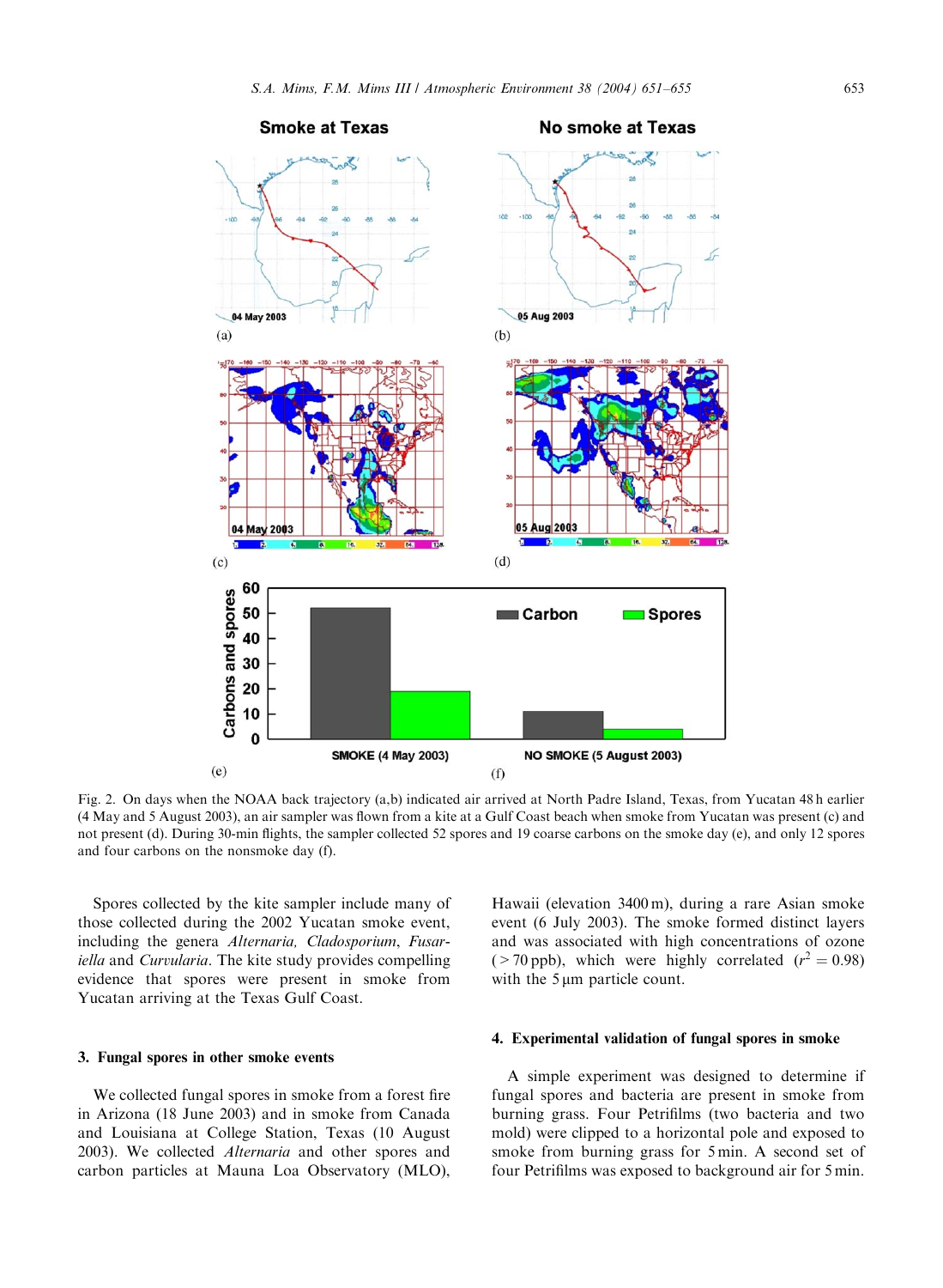Fig. 2. On days when the NOAA back trajectory (a,b) indicated air arrived at North Padre Island, Texas, from Yucatan 48 h earlier (4 May and 5 August 2003), an air sampler was flown from a kite at a Gulf Coast beach when smoke from Yucatan was present (c) and not present (d). During 30-min flights, the sampler collected 52 spores and 19 coarse carbons on the smoke day (e), and only 12 spores and four carbons on the nonsmoke day (f).

Spores collected by the kite sampler include many of those collected during the 2002 Yucatan smoke event, including the genera *Alternaria*, *Cladosporium*, *Fusariella* and *Curvularia*. The kite study provides compelling evidence that spores were present in smoke from Yucatan arriving at the Texas Gulf Coast.

### 3. Fungal spores in other smoke events

We collected fungal spores in smoke from a forest fire in Arizona (18 June 2003) and in smoke from Canada and Louisiana at College Station, Texas (10 August 2003). We collected *Alternaria* and other spores and carbon particles at Mauna Loa Observatory (MLO), Hawaii (elevation 3400 m), during a rare Asian smoke event (6 July 2003). The smoke formed distinct layers and was associated with high concentrations of ozone (>70 ppb), which were highly correlated ($r^2 = 0.98$) with the 5 μm particle count.

### 4. Experimental validation of fungal spores in smoke

A simple experiment was designed to determine if fungal spores and bacteria are present in smoke from burning grass. Four Petrifilms (two bacteria and two mold) were clipped to a horizontal pole and exposed to smoke from burning grass for 5 min. A second set of four Petrifilms was exposed to background air for 5 min.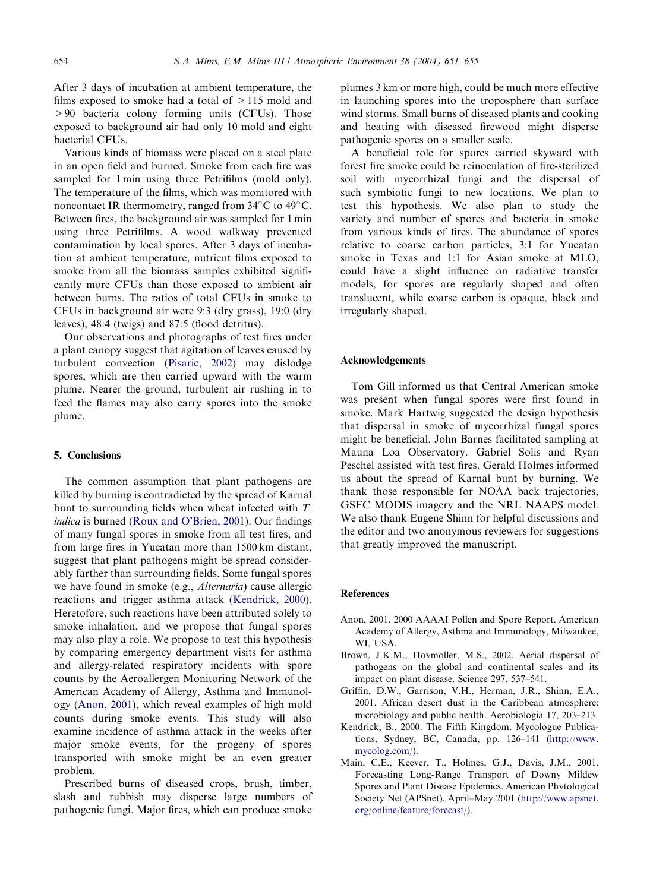After 3 days of incubation at ambient temperature, the films exposed to smoke had a total of $>115$ mold and $>90$ bacteria colony forming units (CFUs). Those exposed to background air had only 10 mold and eight bacterial CFUs.

Various kinds of biomass were placed on a steel plate in an open field and burned. Smoke from each fire was sampled for 1 min using three Petrifilms (mold only). The temperature of the films, which was monitored with noncontact IR thermometry, ranged from 34°C to 49°C. Between fires, the background air was sampled for 1 min using three Petrifilms. A wood walkway prevented contamination by local spores. After 3 days of incubation at ambient temperature, nutrient films exposed to smoke from all the biomass samples exhibited significantly more CFUs than those exposed to ambient air between burns. The ratios of total CFUs in smoke to CFUs in background air were 9:3 (dry grass), 19:0 (dry leaves), 48:4 (twigs) and 87:5 (flood detritus).

Our observations and photographs of test fires under a plant canopy suggest that agitation of leaves caused by turbulent convection (Pisaric, 2002) may dislodge spores, which are then carried upward with the warm plume. Nearer the ground, turbulent air rushing in to feed the flames may also carry spores into the smoke plume.

## 5. Conclusions

The common assumption that plant pathogens are killed by burning is contradicted by the spread of Karnal bunt to surrounding fields when wheat infected with *T. indica* is burned (Roux and O'Brien, 2001). Our findings of many fungal spores in smoke from all test fires, and from large fires in Yucatan more than 1500 km distant, suggest that plant pathogens might be spread considerably farther than surrounding fields. Some fungal spores we have found in smoke (e.g., *Alternaria*) cause allergic reactions and trigger asthma attack (Kendrick, 2000). Heretofore, such reactions have been attributed solely to smoke inhalation, and we propose that fungal spores may also play a role. We propose to test this hypothesis by comparing emergency department visits for asthma and allergy-related respiratory incidents with spore counts by the Aeroallergen Monitoring Network of the American Academy of Allergy, Asthma and Immunology (Anon, 2001), which reveal examples of high mold counts during smoke events. This study will also examine incidence of asthma attack in the weeks after major smoke events, for the progeny of spores transported with smoke might be an even greater problem.

Prescribed burns of diseased crops, brush, timber, slash and rubbish may disperse large numbers of pathogenic fungi. Major fires, which can produce smoke plumes 3 km or more high, could be much more effective in launching spores into the troposphere than surface wind storms. Small burns of diseased plants and cooking and heating with diseased firewood might disperse pathogenic spores on a smaller scale.

A beneficial role for spores carried skyward with forest fire smoke could be reinoculation of fire-sterilized soil with mycorrhizal fungi and the dispersal of such symbiotic fungi to new locations. We plan to test this hypothesis. We also plan to study the variety and number of spores and bacteria in smoke from various kinds of fires. The abundance of spores relative to coarse carbon particles, 3:1 for Yucatan smoke in Texas and 1:1 for Asian smoke at MLO, could have a slight influence on radiative transfer models, for spores are regularly shaped and often translucent, while coarse carbon is opaque, black and irregularly shaped.

## Acknowledgements

Tom Gill informed us that Central American smoke was present when fungal spores were first found in smoke. Mark Hartwig suggested the design hypothesis that dispersal in smoke of mycorrhizal fungal spores might be beneficial. John Barnes facilitated sampling at Mauna Loa Observatory. Gabriel Solis and Ryan Peschel assisted with test fires. Gerald Holmes informed us about the spread of Karnal bunt by burning. We thank those responsible for NOAA back trajectories, GSFC MODIS imagery and the NRL NAAPS model. We also thank Eugene Shinn for helpful discussions and the editor and two anonymous reviewers for suggestions that greatly improved the manuscript.

## References

Anon, 2001. 2000 AAAAI Pollen and Spore Report. American Academy of Allergy, Asthma and Immunology, Milwaukee, WI, USA.

Brown, J.K.M., Hovmoller, M.S., 2002. Aerial dispersal of pathogens on the global and continental scales and its impact on plant disease. Science 297, 537–541.

Griffin, D.W., Garrison, V.H., Herman, J.R., Shinn, E.A., 2001. African desert dust in the Caribbean atmosphere: microbiology and public health. Aerobiologia 17, 203–213.

Kendrick, B., 2000. The Fifth Kingdom. Mycologue Publications, Sydney, BC, Canada, pp. 126–141 (http://www.mycolog.com/).

Main, C.E., Keever, T., Holmes, G.J., Davis, J.M., 2001. Forecasting Long-Range Transport of Downy Mildew Spores and Plant Disease Epidemics. American Phytological Society Net (APSnet), April–May 2001 (http://www.apsnet.org/online/feature/forecast/).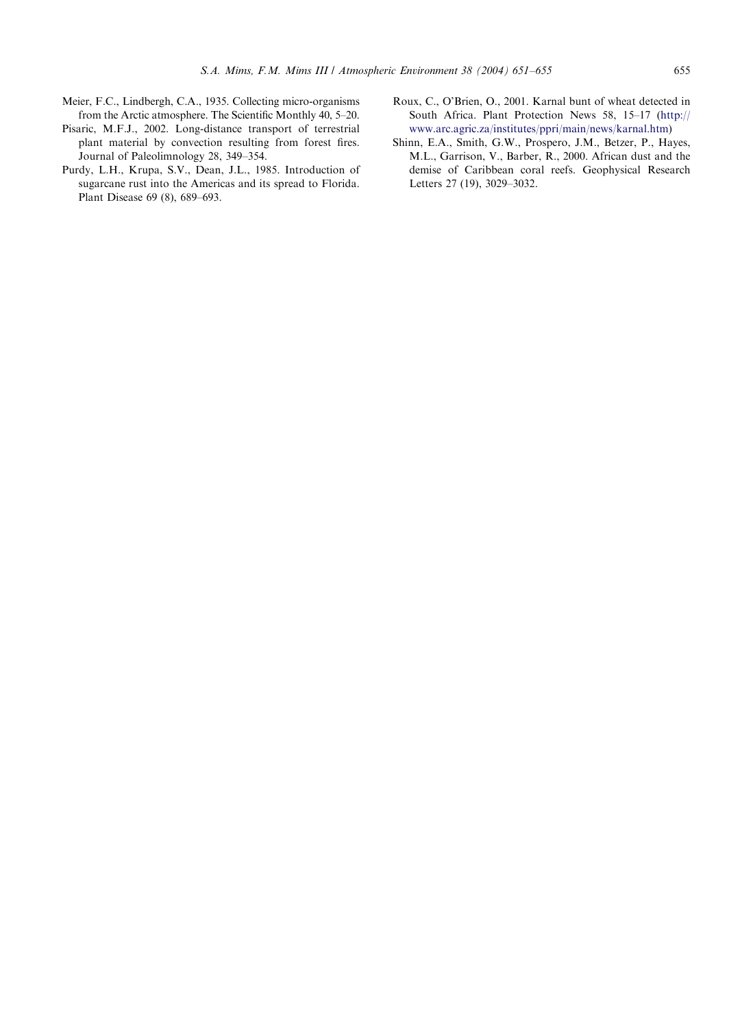Meier, F.C., Lindbergh, C.A., 1935. Collecting micro-organisms from the Arctic atmosphere. The Scientific Monthly 40, 5–20.

Pisaric, M.F.J., 2002. Long-distance transport of terrestrial plant material by convection resulting from forest fires. Journal of Paleolimnology 28, 349–354.

Purdy, L.H., Krupa, S.V., Dean, J.L., 1985. Introduction of sugarcane rust into the Americas and its spread to Florida. Plant Disease 69 (8), 689–693.

Roux, C., O'Brien, O., 2001. Karnal bunt of wheat detected in South Africa. Plant Protection News 58, 15–17 (http://www.arc.agric.za/institutes/ppri/main/news/karnal.htm)

Shinn, E.A., Smith, G.W., Prospero, J.M., Betzer, P., Hayes, M.L., Garrison, V., Barber, R., 2000. African dust and the demise of Caribbean coral reefs. Geophysical Research Letters 27 (19), 3029–3032.